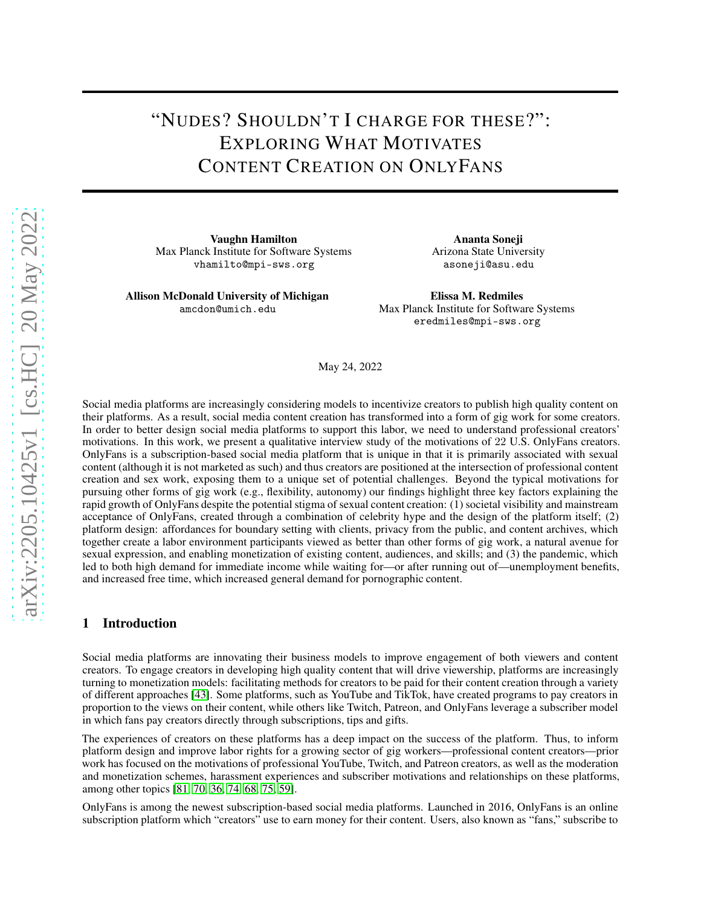# "NUDES? SHOULDN'T I CHARGE FOR THESE?": EXPLORING WHAT MOTIVATES CONTENT CREATION ON ONLYFANS

**Vaughn Hamilton**
Max Planck Institute for Software Systems
vhamilto@mpi-sws.org

**Ananta Soneji**
Arizona State University
asoneji@asu.edu

**Allison McDonald University of Michigan**
amcdon@umich.edu

**Elissa M. Redmiles**
Max Planck Institute for Software Systems
eredmiles@mpi-sws.org

May 24, 2022

Social media platforms are increasingly considering models to incentivize creators to publish high quality content on their platforms. As a result, social media content creation has transformed into a form of gig work for some creators. In order to better design social media platforms to support this labor, we need to understand professional creators' motivations. In this work, we present a qualitative interview study of the motivations of 22 U.S. OnlyFans creators. OnlyFans is a subscription-based social media platform that is unique in that it is primarily associated with sexual content (although it is not marketed as such) and thus creators are positioned at the intersection of professional content creation and sex work, exposing them to a unique set of potential challenges. Beyond the typical motivations for pursuing other forms of gig work (e.g., flexibility, autonomy) our findings highlight three key factors explaining the rapid growth of OnlyFans despite the potential stigma of sexual content creation: (1) societal visibility and mainstream acceptance of OnlyFans, created through a combination of celebrity hype and the design of the platform itself; (2) platform design: affordances for boundary setting with clients, privacy from the public, and content archives, which together create a labor environment participants viewed as better than other forms of gig work, a natural avenue for sexual expression, and enabling monetization of existing content, audiences, and skills; and (3) the pandemic, which led to both high demand for immediate income while waiting for—or after running out of—unemployment benefits, and increased free time, which increased general demand for pornographic content.

## 1 Introduction

Social media platforms are innovating their business models to improve engagement of both viewers and content creators. To engage creators in developing high quality content that will drive viewership, platforms are increasingly turning to monetization models: facilitating methods for creators to be paid for their content creation through a variety of different approaches [43]. Some platforms, such as YouTube and TikTok, have created programs to pay creators in proportion to the views on their content, while others like Twitch, Patreon, and OnlyFans leverage a subscriber model in which fans pay creators directly through subscriptions, tips and gifts.

The experiences of creators on these platforms has a deep impact on the success of the platform. Thus, to inform platform design and improve labor rights for a growing sector of gig workers—professional content creators—prior work has focused on the motivations of professional YouTube, Twitch, and Patreon creators, as well as the moderation and monetization schemes, harassment experiences and subscriber motivations and relationships on these platforms, among other topics [81, 70, 36, 74, 68, 75, 59].

OnlyFans is among the newest subscription-based social media platforms. Launched in 2016, OnlyFans is an online subscription platform which "creators" use to earn money for their content. Users, also known as "fans," subscribe to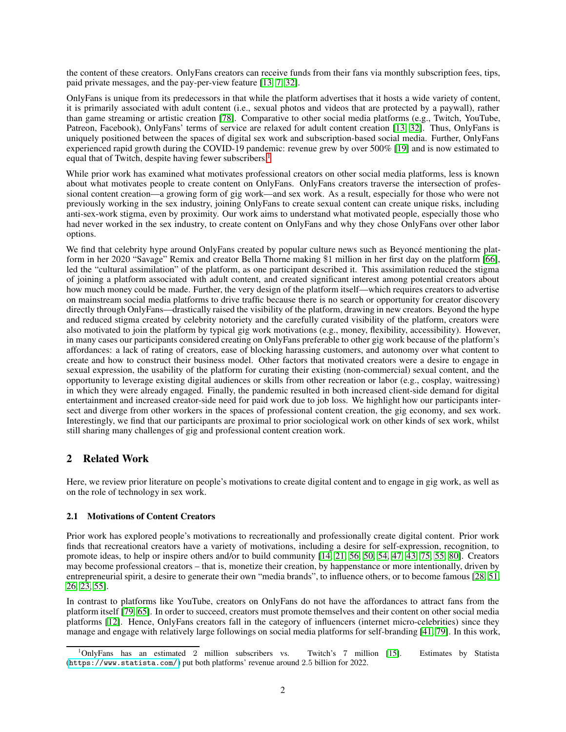the content of these creators. OnlyFans creators can receive funds from their fans via monthly subscription fees, tips, paid private messages, and the pay-per-view feature [13, 7, 32].

OnlyFans is unique from its predecessors in that while the platform advertises that it hosts a wide variety of content, it is primarily associated with adult content (i.e., sexual photos and videos that are protected by a paywall), rather than game streaming or artistic creation [78]. Comparative to other social media platforms (e.g., Twitch, YouTube, Patreon, Facebook), OnlyFans' terms of service are relaxed for adult content creation [13, 32]. Thus, OnlyFans is uniquely positioned between the spaces of digital sex work and subscription-based social media. Further, OnlyFans experienced rapid growth during the COVID-19 pandemic: revenue grew by over 500% [19] and is now estimated to equal that of Twitch, despite having fewer subscribers.[1]

While prior work has examined what motivates professional creators on other social media platforms, less is known about what motivates people to create content on OnlyFans. OnlyFans creators traverse the intersection of professional content creation—a growing form of gig work—and sex work. As a result, especially for those who were not previously working in the sex industry, joining OnlyFans to create sexual content can create unique risks, including anti-sex-work stigma, even by proximity. Our work aims to understand what motivated people, especially those who had never worked in the sex industry, to create content on OnlyFans and why they chose OnlyFans over other labor options.

We find that celebrity hype around OnlyFans created by popular culture news such as Beyoncé mentioning the platform in her 2020 "Savage" Remix and creator Bella Thorne making $1 million in her first day on the platform [66], led the "cultural assimilation" of the platform, as one participant described it. This assimilation reduced the stigma of joining a platform associated with adult content, and created significant interest among potential creators about how much money could be made. Further, the very design of the platform itself—which requires creators to advertise on mainstream social media platforms to drive traffic because there is no search or opportunity for creator discovery directly through OnlyFans—drastically raised the visibility of the platform, drawing in new creators. Beyond the hype and reduced stigma created by celebrity notoriety and the carefully curated visibility of the platform, creators were also motivated to join the platform by typical gig work motivations (e.g., money, flexibility, accessibility). However, in many cases our participants considered creating on OnlyFans preferable to other gig work because of the platform's affordances: a lack of rating of creators, ease of blocking harassing customers, and autonomy over what content to create and how to construct their business model. Other factors that motivated creators were a desire to engage in sexual expression, the usability of the platform for curating their existing (non-commercial) sexual content, and the opportunity to leverage existing digital audiences or skills from other recreation or labor (e.g., cosplay, waitressing) in which they were already engaged. Finally, the pandemic resulted in both increased client-side demand for digital entertainment and increased creator-side need for paid work due to job loss. We highlight how our participants intersect and diverge from other workers in the spaces of professional content creation, the gig economy, and sex work. Interestingly, we find that our participants are proximal to prior sociological work on other kinds of sex work, whilst still sharing many challenges of gig and professional content creation work.

## 2 Related Work

Here, we review prior literature on people's motivations to create digital content and to engage in gig work, as well as on the role of technology in sex work.

### 2.1 Motivations of Content Creators

Prior work has explored people's motivations to recreationally and professionally create digital content. Prior work finds that recreational creators have a variety of motivations, including a desire for self-expression, recognition, to promote ideas, to help or inspire others and/or to build community [14, 21, 56, 50, 54, 47, 43, 75, 55, 80]. Creators may become professional creators – that is, monetize their creation, by happenstance or more intentionally, driven by entrepreneurial spirit, a desire to generate their own "media brands", to influence others, or to become famous [28, 51, 26, 23, 55].

In contrast to platforms like YouTube, creators on OnlyFans do not have the affordances to attract fans from the platform itself [79, 65]. In order to succeed, creators must promote themselves and their content on other social media platforms [12]. Hence, OnlyFans creators fall in the category of influencers (internet micro-celebrities) since they manage and engage with relatively large followings on social media platforms for self-branding [41, 79]. In this work,

[1] OnlyFans has an estimated 2 million subscribers vs. Twitch's 7 million [15]. Estimates by Statista (https://www.statista.com/) put both platforms' revenue around 2.5 billion for 2022.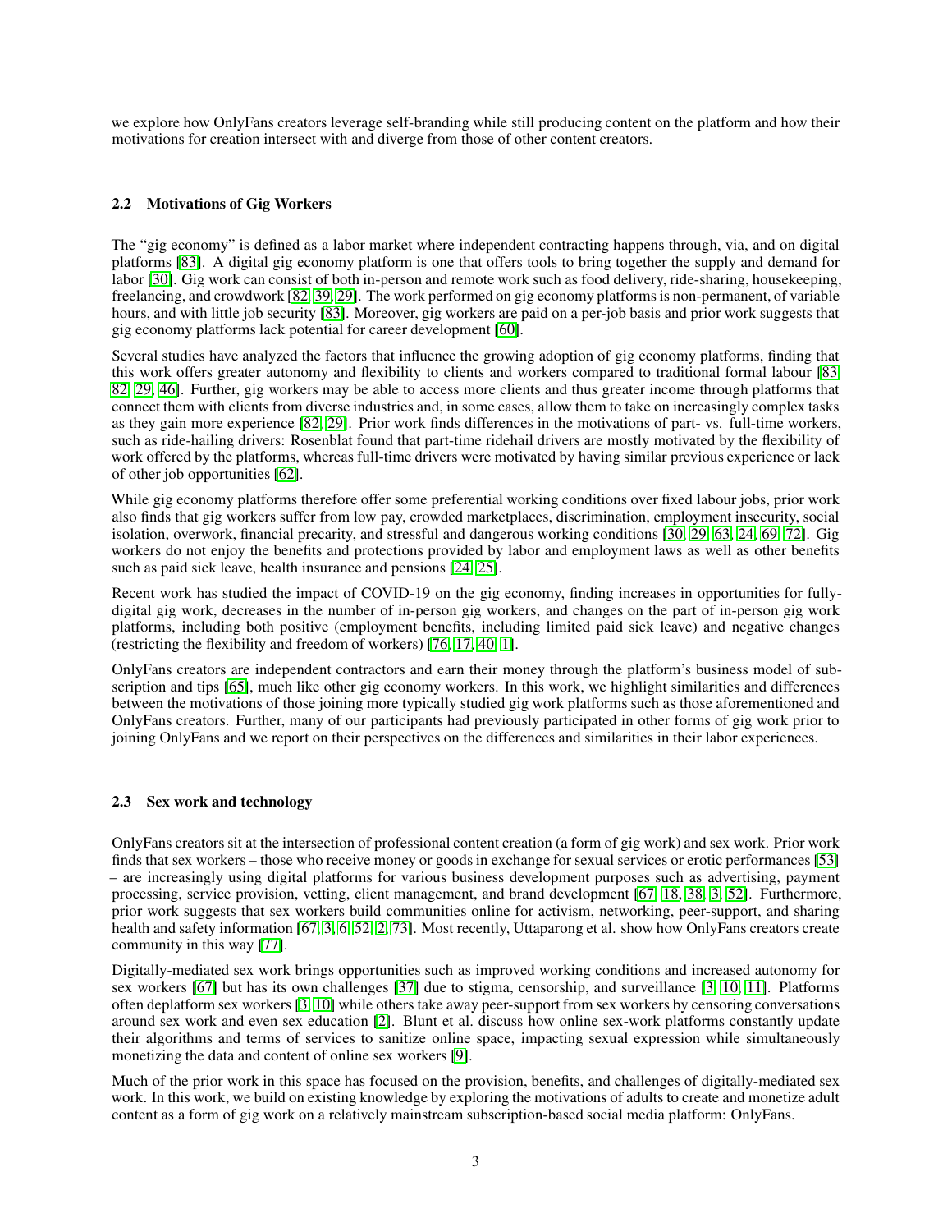we explore how OnlyFans creators leverage self-branding while still producing content on the platform and how their motivations for creation intersect with and diverge from those of other content creators.

### 2.2 Motivations of Gig Workers

The "gig economy" is defined as a labor market where independent contracting happens through, via, and on digital platforms [83]. A digital gig economy platform is one that offers tools to bring together the supply and demand for labor [30]. Gig work can consist of both in-person and remote work such as food delivery, ride-sharing, housekeeping, freelancing, and crowdwork [82, 39, 29]. The work performed on gig economy platforms is non-permanent, of variable hours, and with little job security [83]. Moreover, gig workers are paid on a per-job basis and prior work suggests that gig economy platforms lack potential for career development [60].

Several studies have analyzed the factors that influence the growing adoption of gig economy platforms, finding that this work offers greater autonomy and flexibility to clients and workers compared to traditional formal labour [83, 82, 29, 46]. Further, gig workers may be able to access more clients and thus greater income through platforms that connect them with clients from diverse industries and, in some cases, allow them to take on increasingly complex tasks as they gain more experience [82, 29]. Prior work finds differences in the motivations of part- vs. full-time workers, such as ride-hailing drivers: Rosenblat found that part-time ridehail drivers are mostly motivated by the flexibility of work offered by the platforms, whereas full-time drivers were motivated by having similar previous experience or lack of other job opportunities [62].

While gig economy platforms therefore offer some preferential working conditions over fixed labour jobs, prior work also finds that gig workers suffer from low pay, crowded marketplaces, discrimination, employment insecurity, social isolation, overwork, financial precarity, and stressful and dangerous working conditions [30, 29, 63, 24, 69, 72]. Gig workers do not enjoy the benefits and protections provided by labor and employment laws as well as other benefits such as paid sick leave, health insurance and pensions [24, 25].

Recent work has studied the impact of COVID-19 on the gig economy, finding increases in opportunities for fully-digital gig work, decreases in the number of in-person gig workers, and changes on the part of in-person gig work platforms, including both positive (employment benefits, including limited paid sick leave) and negative changes (restricting the flexibility and freedom of workers) [76, 17, 40, 1].

OnlyFans creators are independent contractors and earn their money through the platform's business model of subscription and tips [65], much like other gig economy workers. In this work, we highlight similarities and differences between the motivations of those joining more typically studied gig work platforms such as those aforementioned and OnlyFans creators. Further, many of our participants had previously participated in other forms of gig work prior to joining OnlyFans and we report on their perspectives on the differences and similarities in their labor experiences.

### 2.3 Sex work and technology

OnlyFans creators sit at the intersection of professional content creation (a form of gig work) and sex work. Prior work finds that sex workers – those who receive money or goods in exchange for sexual services or erotic performances [53] – are increasingly using digital platforms for various business development purposes such as advertising, payment processing, service provision, vetting, client management, and brand development [67, 18, 38, 3, 52]. Furthermore, prior work suggests that sex workers build communities online for activism, networking, peer-support, and sharing health and safety information [67, 3, 6, 52, 2, 73]. Most recently, Uttaparong et al. show how OnlyFans creators create community in this way [77].

Digitally-mediated sex work brings opportunities such as improved working conditions and increased autonomy for sex workers [67] but has its own challenges [37] due to stigma, censorship, and surveillance [3, 10, 11]. Platforms often deplatform sex workers [3, 10] while others take away peer-support from sex workers by censoring conversations around sex work and even sex education [2]. Blunt et al. discuss how online sex-work platforms constantly update their algorithms and terms of services to sanitize online space, impacting sexual expression while simultaneously monetizing the data and content of online sex workers [9].

Much of the prior work in this space has focused on the provision, benefits, and challenges of digitally-mediated sex work. In this work, we build on existing knowledge by exploring the motivations of adults to create and monetize adult content as a form of gig work on a relatively mainstream subscription-based social media platform: OnlyFans.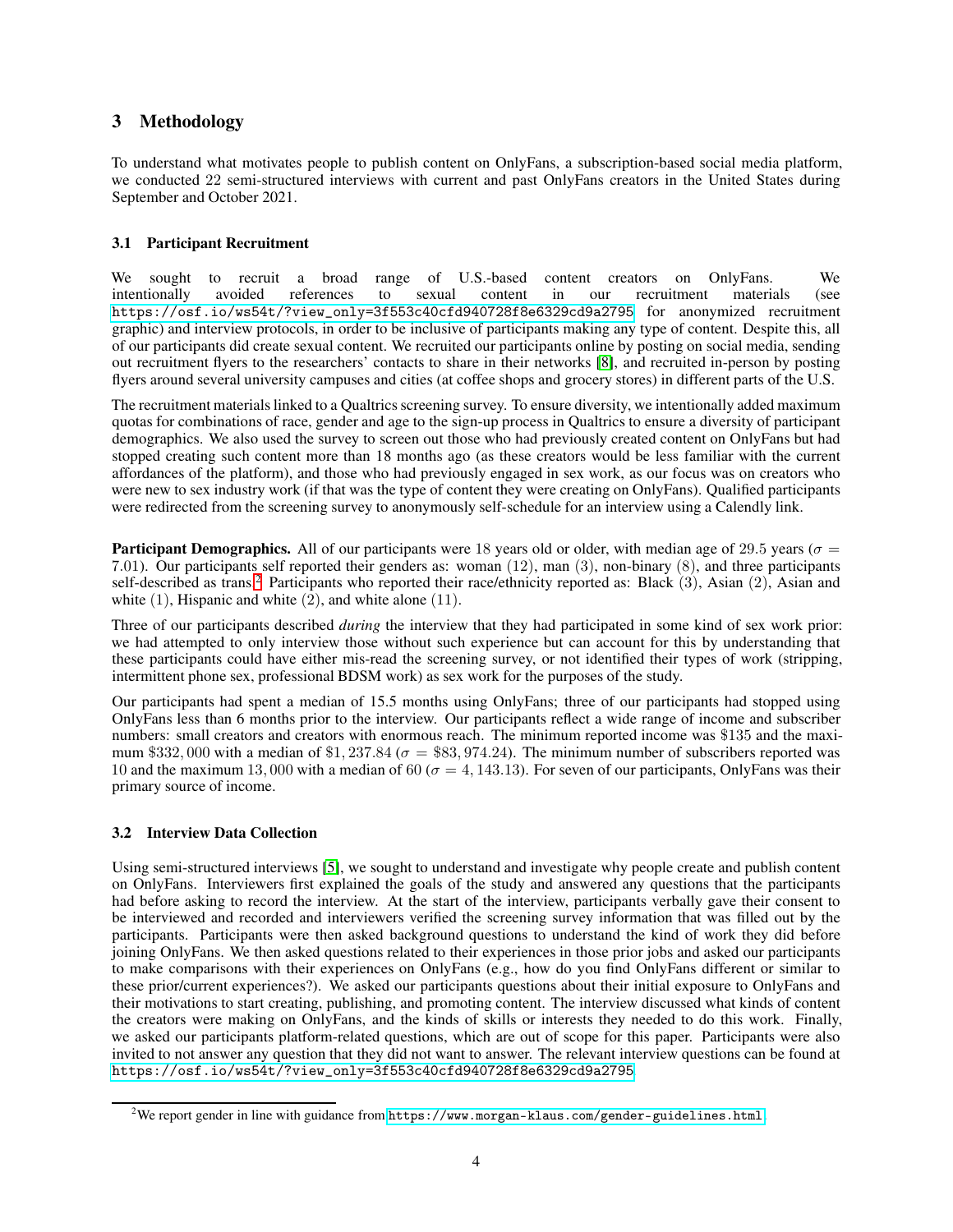## 3 Methodology

To understand what motivates people to publish content on OnlyFans, a subscription-based social media platform, we conducted 22 semi-structured interviews with current and past OnlyFans creators in the United States during September and October 2021.

### 3.1 Participant Recruitment

We sought to recruit a broad range of U.S.-based content creators on OnlyFans. We intentionally avoided references to sexual content in our recruitment materials (see https://osf.io/ws54t/?view_only=3f553c40cfd940728f8e6329cd9a2795 for anonymized recruitment graphic) and interview protocols, in order to be inclusive of participants making any type of content. Despite this, all of our participants did create sexual content. We recruited our participants online by posting on social media, sending out recruitment flyers to the researchers' contacts to share in their networks [8], and recruited in-person by posting flyers around several university campuses and cities (at coffee shops and grocery stores) in different parts of the U.S.

The recruitment materials linked to a Qualtrics screening survey. To ensure diversity, we intentionally added maximum quotas for combinations of race, gender and age to the sign-up process in Qualtrics to ensure a diversity of participant demographics. We also used the survey to screen out those who had previously created content on OnlyFans but had stopped creating such content more than 18 months ago (as these creators would be less familiar with the current affordances of the platform), and those who had previously engaged in sex work, as our focus was on creators who were new to sex industry work (if that was the type of content they were creating on OnlyFans). Qualified participants were redirected from the screening survey to anonymously self-schedule for an interview using a Calendly link.

**Participant Demographics.** All of our participants were 18 years old or older, with median age of 29.5 years ($\sigma = 7.01$). Our participants self reported their genders as: woman (12), man (3), non-binary (8), and three participants self-described as trans.[2] Participants who reported their race/ethnicity reported as: Black (3), Asian (2), Asian and white (1), Hispanic and white (2), and white alone (11).

Three of our participants described *during* the interview that they had participated in some kind of sex work prior: we had attempted to only interview those without such experience but can account for this by understanding that these participants could have either mis-read the screening survey, or not identified their types of work (stripping, intermittent phone sex, professional BDSM work) as sex work for the purposes of the study.

Our participants had spent a median of 15.5 months using OnlyFans; three of our participants had stopped using OnlyFans less than 6 months prior to the interview. Our participants reflect a wide range of income and subscriber numbers: small creators and creators with enormous reach. The minimum reported income was \$135 and the maximum \$332,000 with a median of \$1,237.84 ($\sigma = \$83,974.24$). The minimum number of subscribers reported was 10 and the maximum 13,000 with a median of 60 ($\sigma = 4,143.13$). For seven of our participants, OnlyFans was their primary source of income.

### 3.2 Interview Data Collection

Using semi-structured interviews [5], we sought to understand and investigate why people create and publish content on OnlyFans. Interviewers first explained the goals of the study and answered any questions that the participants had before asking to record the interview. At the start of the interview, participants verbally gave their consent to be interviewed and recorded and interviewers verified the screening survey information that was filled out by the participants. Participants were then asked background questions to understand the kind of work they did before joining OnlyFans. We then asked questions related to their experiences in those prior jobs and asked our participants to make comparisons with their experiences on OnlyFans (e.g., how do you find OnlyFans different or similar to these prior/current experiences?). We asked our participants questions about their initial exposure to OnlyFans and their motivations to start creating, publishing, and promoting content. The interview discussed what kinds of content the creators were making on OnlyFans, and the kinds of skills or interests they needed to do this work. Finally, we asked our participants platform-related questions, which are out of scope for this paper. Participants were also invited to not answer any question that they did not want to answer. The relevant interview questions can be found at https://osf.io/ws54t/?view_only=3f553c40cfd940728f8e6329cd9a2795

[2] We report gender in line with guidance from https://www.morgan-klaus.com/gender-guidelines.html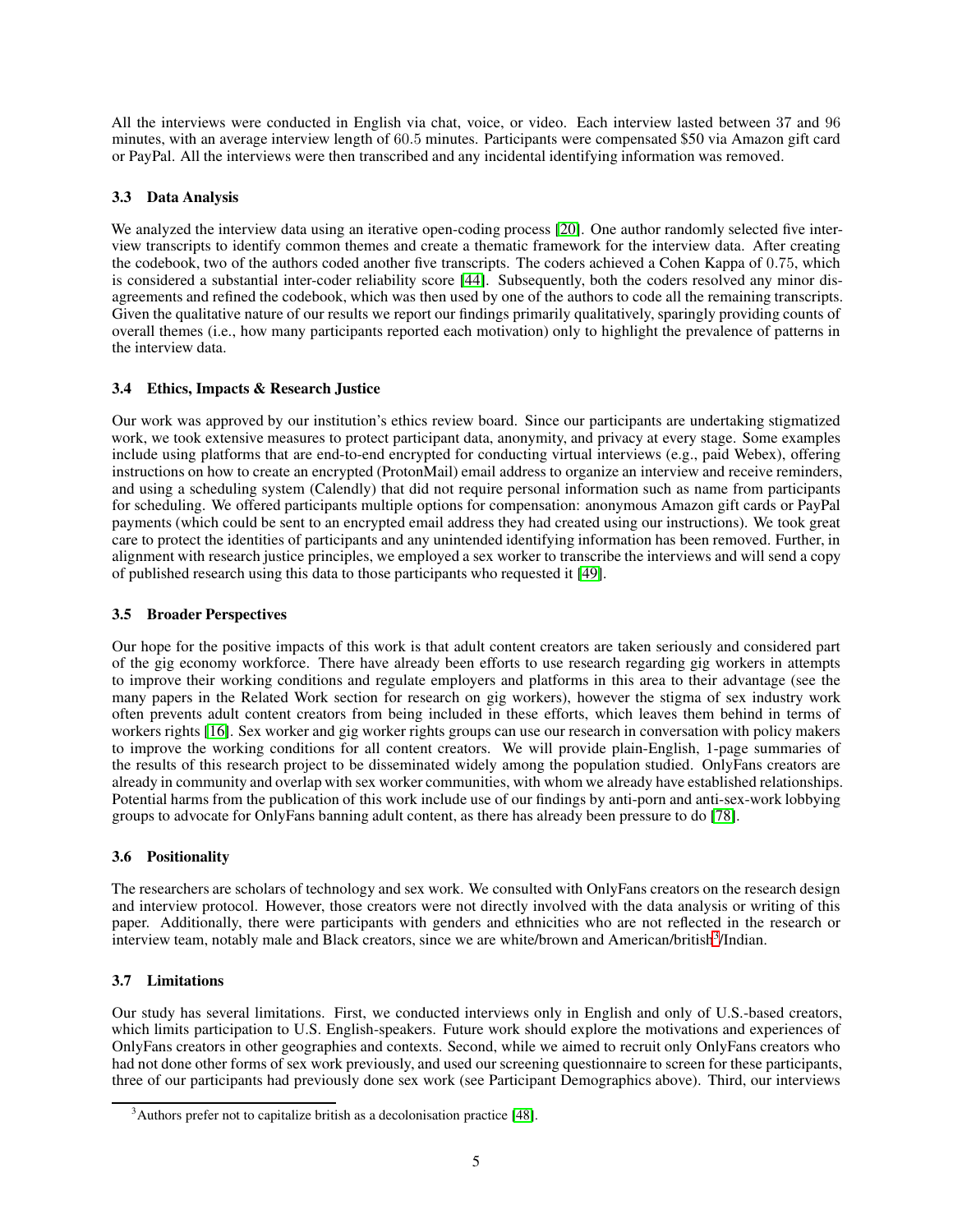All the interviews were conducted in English via chat, voice, or video. Each interview lasted between 37 and 96 minutes, with an average interview length of 60.5 minutes. Participants were compensated $50 via Amazon gift card or PayPal. All the interviews were then transcribed and any incidental identifying information was removed.

### 3.3 Data Analysis

We analyzed the interview data using an iterative open-coding process [20]. One author randomly selected five interview transcripts to identify common themes and create a thematic framework for the interview data. After creating the codebook, two of the authors coded another five transcripts. The coders achieved a Cohen Kappa of 0.75, which is considered a substantial inter-coder reliability score [44]. Subsequently, both the coders resolved any minor disagreements and refined the codebook, which was then used by one of the authors to code all the remaining transcripts. Given the qualitative nature of our results we report our findings primarily qualitatively, sparingly providing counts of overall themes (i.e., how many participants reported each motivation) only to highlight the prevalence of patterns in the interview data.

### 3.4 Ethics, Impacts & Research Justice

Our work was approved by our institution's ethics review board. Since our participants are undertaking stigmatized work, we took extensive measures to protect participant data, anonymity, and privacy at every stage. Some examples include using platforms that are end-to-end encrypted for conducting virtual interviews (e.g., paid Webex), offering instructions on how to create an encrypted (ProtonMail) email address to organize an interview and receive reminders, and using a scheduling system (Calendly) that did not require personal information such as name from participants for scheduling. We offered participants multiple options for compensation: anonymous Amazon gift cards or PayPal payments (which could be sent to an encrypted email address they had created using our instructions). We took great care to protect the identities of participants and any unintended identifying information has been removed. Further, in alignment with research justice principles, we employed a sex worker to transcribe the interviews and will send a copy of published research using this data to those participants who requested it [49].

### 3.5 Broader Perspectives

Our hope for the positive impacts of this work is that adult content creators are taken seriously and considered part of the gig economy workforce. There have already been efforts to use research regarding gig workers in attempts to improve their working conditions and regulate employers and platforms in this area to their advantage (see the many papers in the Related Work section for research on gig workers), however the stigma of sex industry work often prevents adult content creators from being included in these efforts, which leaves them behind in terms of workers rights [16]. Sex worker and gig worker rights groups can use our research in conversation with policy makers to improve the working conditions for all content creators. We will provide plain-English, 1-page summaries of the results of this research project to be disseminated widely among the population studied. OnlyFans creators are already in community and overlap with sex worker communities, with whom we already have established relationships. Potential harms from the publication of this work include use of our findings by anti-porn and anti-sex-work lobbying groups to advocate for OnlyFans banning adult content, as there has already been pressure to do [78].

### 3.6 Positionality

The researchers are scholars of technology and sex work. We consulted with OnlyFans creators on the research design and interview protocol. However, those creators were not directly involved with the data analysis or writing of this paper. Additionally, there were participants with genders and ethnicities who are not reflected in the research or interview team, notably male and Black creators, since we are white/brown and American/british[3]/Indian.

### 3.7 Limitations

Our study has several limitations. First, we conducted interviews only in English and only of U.S.-based creators, which limits participation to U.S. English-speakers. Future work should explore the motivations and experiences of OnlyFans creators in other geographies and contexts. Second, while we aimed to recruit only OnlyFans creators who had not done other forms of sex work previously, and used our screening questionnaire to screen for these participants, three of our participants had previously done sex work (see Participant Demographics above). Third, our interviews

[3] Authors prefer not to capitalize british as a decolonisation practice [48].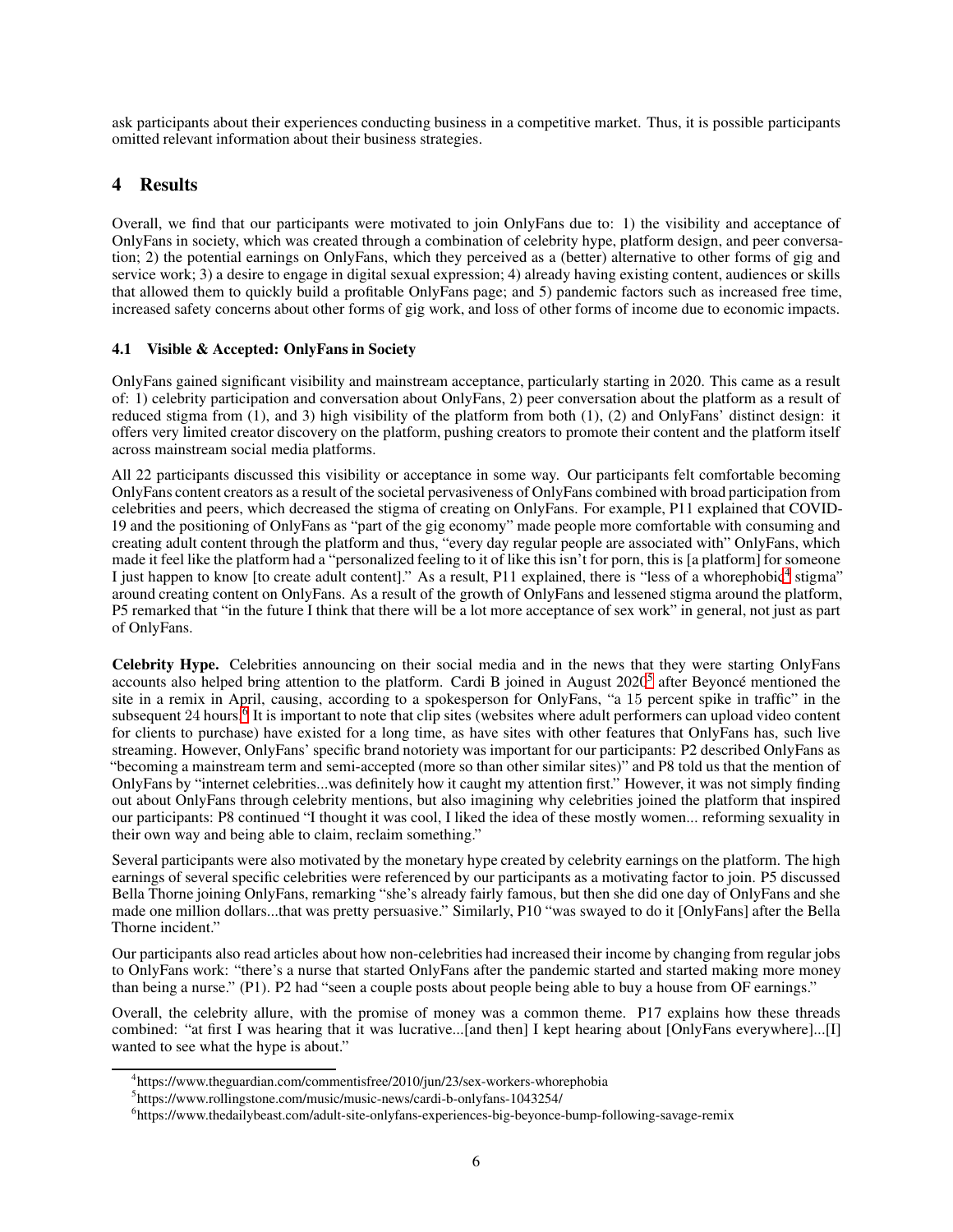ask participants about their experiences conducting business in a competitive market. Thus, it is possible participants omitted relevant information about their business strategies.

# 4 Results

Overall, we find that our participants were motivated to join OnlyFans due to: 1) the visibility and acceptance of OnlyFans in society, which was created through a combination of celebrity hype, platform design, and peer conversation; 2) the potential earnings on OnlyFans, which they perceived as a (better) alternative to other forms of gig and service work; 3) a desire to engage in digital sexual expression; 4) already having existing content, audiences or skills that allowed them to quickly build a profitable OnlyFans page; and 5) pandemic factors such as increased free time, increased safety concerns about other forms of gig work, and loss of other forms of income due to economic impacts.

## 4.1 Visible & Accepted: OnlyFans in Society

OnlyFans gained significant visibility and mainstream acceptance, particularly starting in 2020. This came as a result of: 1) celebrity participation and conversation about OnlyFans, 2) peer conversation about the platform as a result of reduced stigma from (1), and 3) high visibility of the platform from both (1), (2) and OnlyFans' distinct design: it offers very limited creator discovery on the platform, pushing creators to promote their content and the platform itself across mainstream social media platforms.

All 22 participants discussed this visibility or acceptance in some way. Our participants felt comfortable becoming OnlyFans content creators as a result of the societal pervasiveness of OnlyFans combined with broad participation from celebrities and peers, which decreased the stigma of creating on OnlyFans. For example, P11 explained that COVID-19 and the positioning of OnlyFans as "part of the gig economy" made people more comfortable with consuming and creating adult content through the platform and thus, "every day regular people are associated with" OnlyFans, which made it feel like the platform had a "personalized feeling to it of like this isn't for porn, this is [a platform] for someone I just happen to know [to create adult content]." As a result, P11 explained, there is "less of a whorephobic[4] stigma" around creating content on OnlyFans. As a result of the growth of OnlyFans and lessened stigma around the platform, P5 remarked that "in the future I think that there will be a lot more acceptance of sex work" in general, not just as part of OnlyFans.

**Celebrity Hype.** Celebrities announcing on their social media and in the news that they were starting OnlyFans accounts also helped bring attention to the platform. Cardi B joined in August 2020[5] after Beyoncé mentioned the site in a remix in April, causing, according to a spokesperson for OnlyFans, "a 15 percent spike in traffic" in the subsequent 24 hours.[6] It is important to note that clip sites (websites where adult performers can upload video content for clients to purchase) have existed for a long time, as have sites with other features that OnlyFans has, such live streaming. However, OnlyFans' specific brand notoriety was important for our participants: P2 described OnlyFans as "becoming a mainstream term and semi-accepted (more so than other similar sites)" and P8 told us that the mention of OnlyFans by "internet celebrities...was definitely how it caught my attention first." However, it was not simply finding out about OnlyFans through celebrity mentions, but also imagining why celebrities joined the platform that inspired our participants: P8 continued "I thought it was cool, I liked the idea of these mostly women... reforming sexuality in their own way and being able to claim, reclaim something."

Several participants were also motivated by the monetary hype created by celebrity earnings on the platform. The high earnings of several specific celebrities were referenced by our participants as a motivating factor to join. P5 discussed Bella Thorne joining OnlyFans, remarking "she's already fairly famous, but then she did one day of OnlyFans and she made one million dollars...that was pretty persuasive." Similarly, P10 "was swayed to do it [OnlyFans] after the Bella Thorne incident."

Our participants also read articles about how non-celebrities had increased their income by changing from regular jobs to OnlyFans work: "there's a nurse that started OnlyFans after the pandemic started and started making more money than being a nurse." (P1). P2 had "seen a couple posts about people being able to buy a house from OF earnings."

Overall, the celebrity allure, with the promise of money was a common theme. P17 explains how these threads combined: "at first I was hearing that it was lucrative...[and then] I kept hearing about [OnlyFans everywhere]...[I] wanted to see what the hype is about."

[4] https://www.theguardian.com/commentisfree/2010/jun/23/sex-workers-whorephobia

[5] https://www.rollingstone.com/music/music-news/cardi-b-onlyfans-1043254/

[6] https://www.thedailybeast.com/adult-site-onlyfans-experiences-big-beyonce-bump-following-savage-remix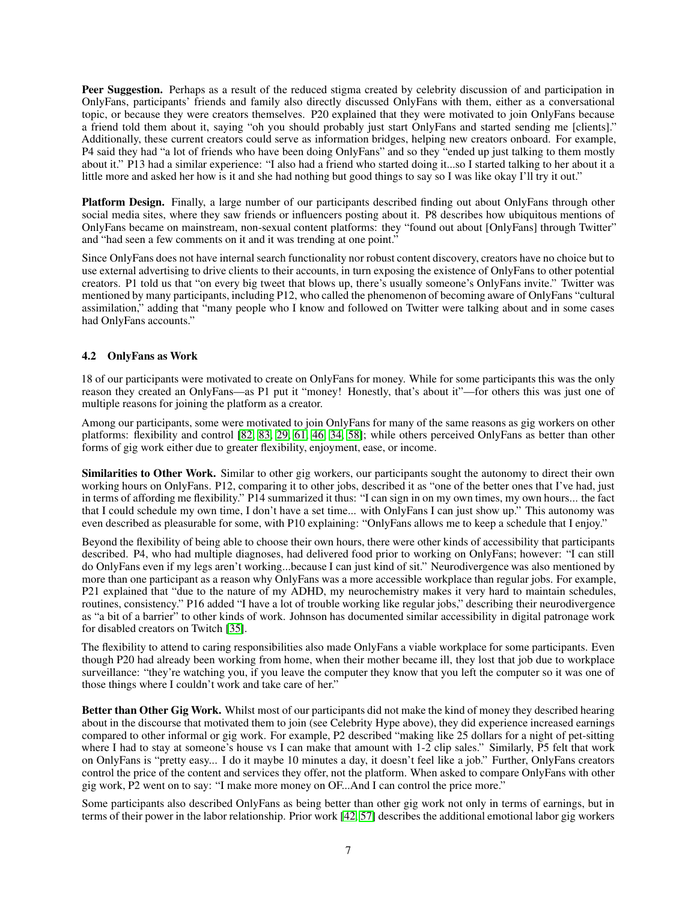**Peer Suggestion.** Perhaps as a result of the reduced stigma created by celebrity discussion of and participation in OnlyFans, participants' friends and family also directly discussed OnlyFans with them, either as a conversational topic, or because they were creators themselves. P20 explained that they were motivated to join OnlyFans because a friend told them about it, saying "oh you should probably just start OnlyFans and started sending me [clients]." Additionally, these current creators could serve as information bridges, helping new creators onboard. For example, P4 said they had "a lot of friends who have been doing OnlyFans" and so they "ended up just talking to them mostly about it." P13 had a similar experience: "I also had a friend who started doing it...so I started talking to her about it a little more and asked her how is it and she had nothing but good things to say so I was like okay I'll try it out."

**Platform Design.** Finally, a large number of our participants described finding out about OnlyFans through other social media sites, where they saw friends or influencers posting about it. P8 describes how ubiquitous mentions of OnlyFans became on mainstream, non-sexual content platforms: they "found out about [OnlyFans] through Twitter" and "had seen a few comments on it and it was trending at one point."

Since OnlyFans does not have internal search functionality nor robust content discovery, creators have no choice but to use external advertising to drive clients to their accounts, in turn exposing the existence of OnlyFans to other potential creators. P1 told us that "on every big tweet that blows up, there's usually someone's OnlyFans invite." Twitter was mentioned by many participants, including P12, who called the phenomenon of becoming aware of OnlyFans "cultural assimilation," adding that "many people who I know and followed on Twitter were talking about and in some cases had OnlyFans accounts."

### 4.2 OnlyFans as Work

18 of our participants were motivated to create on OnlyFans for money. While for some participants this was the only reason they created an OnlyFans—as P1 put it "money! Honestly, that's about it"—for others this was just one of multiple reasons for joining the platform as a creator.

Among our participants, some were motivated to join OnlyFans for many of the same reasons as gig workers on other platforms: flexibility and control [82, 83, 29, 61, 46, 34, 58]; while others perceived OnlyFans as better than other forms of gig work either due to greater flexibility, enjoyment, ease, or income.

**Similarities to Other Work.** Similar to other gig workers, our participants sought the autonomy to direct their own working hours on OnlyFans. P12, comparing it to other jobs, described it as "one of the better ones that I've had, just in terms of affording me flexibility." P14 summarized it thus: "I can sign in on my own times, my own hours... the fact that I could schedule my own time, I don't have a set time... with OnlyFans I can just show up." This autonomy was even described as pleasurable for some, with P10 explaining: "OnlyFans allows me to keep a schedule that I enjoy."

Beyond the flexibility of being able to choose their own hours, there were other kinds of accessibility that participants described. P4, who had multiple diagnoses, had delivered food prior to working on OnlyFans; however: "I can still do OnlyFans even if my legs aren't working...because I can just kind of sit." Neurodivergence was also mentioned by more than one participant as a reason why OnlyFans was a more accessible workplace than regular jobs. For example, P21 explained that "due to the nature of my ADHD, my neurochemistry makes it very hard to maintain schedules, routines, consistency." P16 added "I have a lot of trouble working like regular jobs," describing their neurodivergence as "a bit of a barrier" to other kinds of work. Johnson has documented similar accessibility in digital patronage work for disabled creators on Twitch [35].

The flexibility to attend to caring responsibilities also made OnlyFans a viable workplace for some participants. Even though P20 had already been working from home, when their mother became ill, they lost that job due to workplace surveillance: "they're watching you, if you leave the computer they know that you left the computer so it was one of those things where I couldn't work and take care of her."

**Better than Other Gig Work.** Whilst most of our participants did not make the kind of money they described hearing about in the discourse that motivated them to join (see Celebrity Hype above), they did experience increased earnings compared to other informal or gig work. For example, P2 described "making like 25 dollars for a night of pet-sitting where I had to stay at someone's house vs I can make that amount with 1-2 clip sales." Similarly, P5 felt that work on OnlyFans is "pretty easy... I do it maybe 10 minutes a day, it doesn't feel like a job." Further, OnlyFans creators control the price of the content and services they offer, not the platform. When asked to compare OnlyFans with other gig work, P2 went on to say: "I make more money on OF...And I can control the price more."

Some participants also described OnlyFans as being better than other gig work not only in terms of earnings, but in terms of their power in the labor relationship. Prior work [42, 57] describes the additional emotional labor gig workers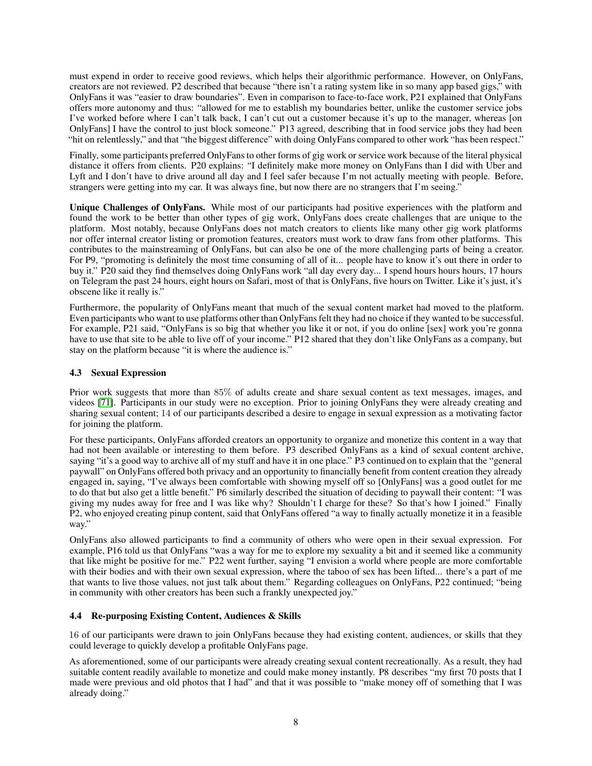must expend in order to receive good reviews, which helps their algorithmic performance. However, on OnlyFans, creators are not reviewed. P2 described that because "there isn't a rating system like in so many app based gigs," with OnlyFans it was "easier to draw boundaries". Even in comparison to face-to-face work, P21 explained that OnlyFans offers more autonomy and thus: "allowed for me to establish my boundaries better, unlike the customer service jobs I've worked before where I can't talk back, I can't cut out a customer because it's up to the manager, whereas [on OnlyFans] I have the control to just block someone." P13 agreed, describing that in food service jobs they had been "hit on relentlessly," and that "the biggest difference" with doing OnlyFans compared to other work "has been respect."

Finally, some participants preferred OnlyFans to other forms of gig work or service work because of the literal physical distance it offers from clients. P20 explains: "I definitely make more money on OnlyFans than I did with Uber and Lyft and I don't have to drive around all day and I feel safer because I'm not actually meeting with people. Before, strangers were getting into my car. It was always fine, but now there are no strangers that I'm seeing."

**Unique Challenges of OnlyFans.** While most of our participants had positive experiences with the platform and found the work to be better than other types of gig work, OnlyFans does create challenges that are unique to the platform. Most notably, because OnlyFans does not match creators to clients like many other gig work platforms nor offer internal creator listing or promotion features, creators must work to draw fans from other platforms. This contributes to the mainstreaming of OnlyFans, but can also be one of the more challenging parts of being a creator. For P9, "promoting is definitely the most time consuming of all of it... people have to know it's out there in order to buy it." P20 said they find themselves doing OnlyFans work "all day every day... I spend hours hours hours, 17 hours on Telegram the past 24 hours, eight hours on Safari, most of that is OnlyFans, five hours on Twitter. Like it's just, it's obscene like it really is."

Furthermore, the popularity of OnlyFans meant that much of the sexual content market had moved to the platform. Even participants who want to use platforms other than OnlyFans felt they had no choice if they wanted to be successful. For example, P21 said, "OnlyFans is so big that whether you like it or not, if you do online [sex] work you're gonna have to use that site to be able to live off of your income." P12 shared that they don't like OnlyFans as a company, but stay on the platform because "it is where the audience is."

### 4.3 Sexual Expression

Prior work suggests that more than 85% of adults create and share sexual content as text messages, images, and videos [71]. Participants in our study were no exception. Prior to joining OnlyFans they were already creating and sharing sexual content; 14 of our participants described a desire to engage in sexual expression as a motivating factor for joining the platform.

For these participants, OnlyFans afforded creators an opportunity to organize and monetize this content in a way that had not been available or interesting to them before. P3 described OnlyFans as a kind of sexual content archive, saying "it's a good way to archive all of my stuff and have it in one place." P3 continued on to explain that the "general paywall" on OnlyFans offered both privacy and an opportunity to financially benefit from content creation they already engaged in, saying, "I've always been comfortable with showing myself off so [OnlyFans] was a good outlet for me to do that but also get a little benefit." P6 similarly described the situation of deciding to paywall their content: "I was giving my nudes away for free and I was like why? Shouldn't I charge for these? So that's how I joined." Finally P2, who enjoyed creating pinup content, said that OnlyFans offered "a way to finally actually monetize it in a feasible way."

OnlyFans also allowed participants to find a community of others who were open in their sexual expression. For example, P16 told us that OnlyFans "was a way for me to explore my sexuality a bit and it seemed like a community that like might be positive for me." P22 went further, saying "I envision a world where people are more comfortable with their bodies and with their own sexual expression, where the taboo of sex has been lifted... there's a part of me that wants to live those values, not just talk about them." Regarding colleagues on OnlyFans, P22 continued; "being in community with other creators has been such a frankly unexpected joy."

### 4.4 Re-purposing Existing Content, Audiences & Skills

16 of our participants were drawn to join OnlyFans because they had existing content, audiences, or skills that they could leverage to quickly develop a profitable OnlyFans page.

As aforementioned, some of our participants were already creating sexual content recreationally. As a result, they had suitable content readily available to monetize and could make money instantly. P8 describes "my first 70 posts that I made were previous and old photos that I had" and that it was possible to "make money off of something that I was already doing."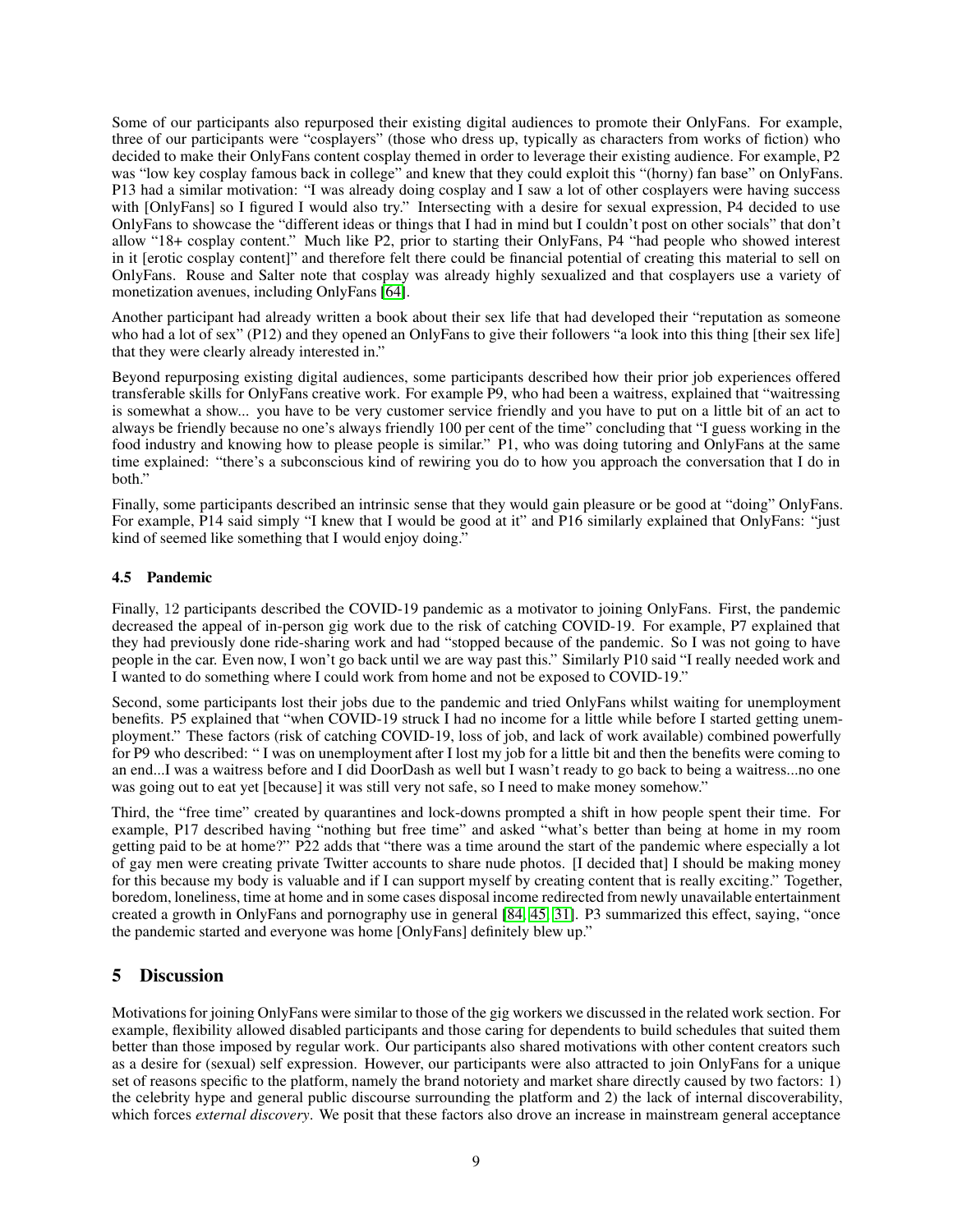Some of our participants also repurposed their existing digital audiences to promote their OnlyFans. For example, three of our participants were "cosplayers" (those who dress up, typically as characters from works of fiction) who decided to make their OnlyFans content cosplay themed in order to leverage their existing audience. For example, P2 was "low key cosplay famous back in college" and knew that they could exploit this "(horny) fan base" on OnlyFans. P13 had a similar motivation: "I was already doing cosplay and I saw a lot of other cosplayers were having success with [OnlyFans] so I figured I would also try." Intersecting with a desire for sexual expression, P4 decided to use OnlyFans to showcase the "different ideas or things that I had in mind but I couldn't post on other socials" that don't allow "18+ cosplay content." Much like P2, prior to starting their OnlyFans, P4 "had people who showed interest in it [erotic cosplay content]" and therefore felt there could be financial potential of creating this material to sell on OnlyFans. Rouse and Salter note that cosplay was already highly sexualized and that cosplayers use a variety of monetization avenues, including OnlyFans [64].

Another participant had already written a book about their sex life that had developed their "reputation as someone who had a lot of sex" (P12) and they opened an OnlyFans to give their followers "a look into this thing [their sex life] that they were clearly already interested in."

Beyond repurposing existing digital audiences, some participants described how their prior job experiences offered transferable skills for OnlyFans creative work. For example P9, who had been a waitress, explained that "waitressing is somewhat a show... you have to be very customer service friendly and you have to put on a little bit of an act to always be friendly because no one's always friendly 100 per cent of the time" concluding that "I guess working in the food industry and knowing how to please people is similar." P1, who was doing tutoring and OnlyFans at the same time explained: "there's a subconscious kind of rewiring you do to how you approach the conversation that I do in both."

Finally, some participants described an intrinsic sense that they would gain pleasure or be good at "doing" OnlyFans. For example, P14 said simply "I knew that I would be good at it" and P16 similarly explained that OnlyFans: "just kind of seemed like something that I would enjoy doing."

### 4.5 Pandemic

Finally, 12 participants described the COVID-19 pandemic as a motivator to joining OnlyFans. First, the pandemic decreased the appeal of in-person gig work due to the risk of catching COVID-19. For example, P7 explained that they had previously done ride-sharing work and had "stopped because of the pandemic. So I was not going to have people in the car. Even now, I won't go back until we are way past this." Similarly P10 said "I really needed work and I wanted to do something where I could work from home and not be exposed to COVID-19."

Second, some participants lost their jobs due to the pandemic and tried OnlyFans whilst waiting for unemployment benefits. P5 explained that "when COVID-19 struck I had no income for a little while before I started getting unemployment." These factors (risk of catching COVID-19, loss of job, and lack of work available) combined powerfully for P9 who described: " I was on unemployment after I lost my job for a little bit and then the benefits were coming to an end...I was a waitress before and I did DoorDash as well but I wasn't ready to go back to being a waitress...no one was going out to eat yet [because] it was still very not safe, so I need to make money somehow."

Third, the "free time" created by quarantines and lock-downs prompted a shift in how people spent their time. For example, P17 described having "nothing but free time" and asked "what's better than being at home in my room getting paid to be at home?" P22 adds that "there was a time around the start of the pandemic where especially a lot of gay men were creating private Twitter accounts to share nude photos. [I decided that] I should be making money for this because my body is valuable and if I can support myself by creating content that is really exciting." Together, boredom, loneliness, time at home and in some cases disposal income redirected from newly unavailable entertainment created a growth in OnlyFans and pornography use in general [84, 45, 31]. P3 summarized this effect, saying, "once the pandemic started and everyone was home [OnlyFans] definitely blew up."

## 5 Discussion

Motivations for joining OnlyFans were similar to those of the gig workers we discussed in the related work section. For example, flexibility allowed disabled participants and those caring for dependents to build schedules that suited them better than those imposed by regular work. Our participants also shared motivations with other content creators such as a desire for (sexual) self expression. However, our participants were also attracted to join OnlyFans for a unique set of reasons specific to the platform, namely the brand notoriety and market share directly caused by two factors: 1) the celebrity hype and general public discourse surrounding the platform and 2) the lack of internal discoverability, which forces *external discovery*. We posit that these factors also drove an increase in mainstream general acceptance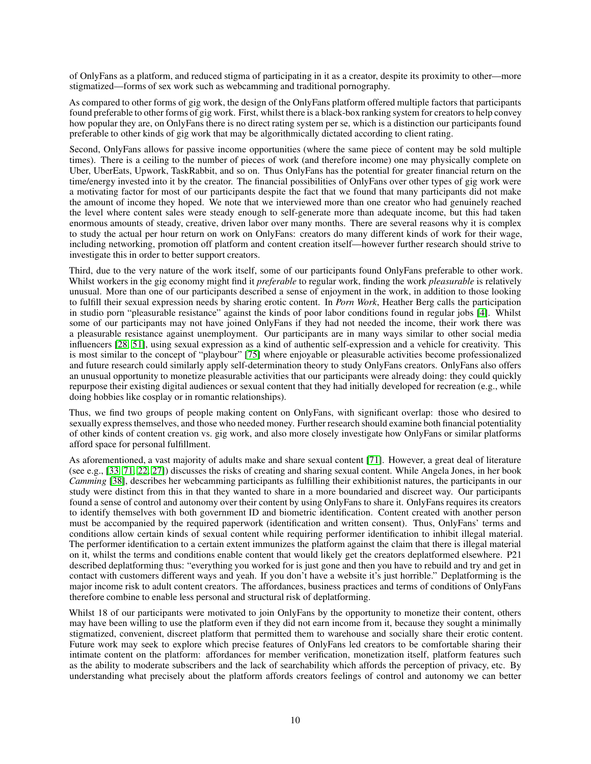of OnlyFans as a platform, and reduced stigma of participating in it as a creator, despite its proximity to other—more stigmatized—forms of sex work such as webcamming and traditional pornography.

As compared to other forms of gig work, the design of the OnlyFans platform offered multiple factors that participants found preferable to other forms of gig work. First, whilst there is a black-box ranking system for creators to help convey how popular they are, on OnlyFans there is no direct rating system per se, which is a distinction our participants found preferable to other kinds of gig work that may be algorithmically dictated according to client rating.

Second, OnlyFans allows for passive income opportunities (where the same piece of content may be sold multiple times). There is a ceiling to the number of pieces of work (and therefore income) one may physically complete on Uber, UberEats, Upwork, TaskRabbit, and so on. Thus OnlyFans has the potential for greater financial return on the time/energy invested into it by the creator. The financial possibilities of OnlyFans over other types of gig work were a motivating factor for most of our participants despite the fact that we found that many participants did not make the amount of income they hoped. We note that we interviewed more than one creator who had genuinely reached the level where content sales were steady enough to self-generate more than adequate income, but this had taken enormous amounts of steady, creative, driven labor over many months. There are several reasons why it is complex to study the actual per hour return on work on OnlyFans: creators do many different kinds of work for their wage, including networking, promotion off platform and content creation itself—however further research should strive to investigate this in order to better support creators.

Third, due to the very nature of the work itself, some of our participants found OnlyFans preferable to other work. Whilst workers in the gig economy might find it *preferable* to regular work, finding the work *pleasurable* is relatively unusual. More than one of our participants described a sense of enjoyment in the work, in addition to those looking to fulfill their sexual expression needs by sharing erotic content. In *Porn Work*, Heather Berg calls the participation in studio porn "pleasurable resistance" against the kinds of poor labor conditions found in regular jobs [4]. Whilst some of our participants may not have joined OnlyFans if they had not needed the income, their work there was a pleasurable resistance against unemployment. Our participants are in many ways similar to other social media influencers [28, 51], using sexual expression as a kind of authentic self-expression and a vehicle for creativity. This is most similar to the concept of "playbour" [75] where enjoyable or pleasurable activities become professionalized and future research could similarly apply self-determination theory to study OnlyFans creators. OnlyFans also offers an unusual opportunity to monetize pleasurable activities that our participants were already doing: they could quickly repurpose their existing digital audiences or sexual content that they had initially developed for recreation (e.g., while doing hobbies like cosplay or in romantic relationships).

Thus, we find two groups of people making content on OnlyFans, with significant overlap: those who desired to sexually express themselves, and those who needed money. Further research should examine both financial potentiality of other kinds of content creation vs. gig work, and also more closely investigate how OnlyFans or similar platforms afford space for personal fulfillment.

As aforementioned, a vast majority of adults make and share sexual content [71]. However, a great deal of literature (see e.g., [33, 71, 22, 27]) discusses the risks of creating and sharing sexual content. While Angela Jones, in her book *Camming* [38], describes her webcamming participants as fulfilling their exhibitionist natures, the participants in our study were distinct from this in that they wanted to share in a more boundaried and discreet way. Our participants found a sense of control and autonomy over their content by using OnlyFans to share it. OnlyFans requires its creators to identify themselves with both government ID and biometric identification. Content created with another person must be accompanied by the required paperwork (identification and written consent). Thus, OnlyFans' terms and conditions allow certain kinds of sexual content while requiring performer identification to inhibit illegal material. The performer identification to a certain extent immunizes the platform against the claim that there is illegal material on it, whilst the terms and conditions enable content that would likely get the creators deplatformed elsewhere. P21 described deplatforming thus: "everything you worked for is just gone and then you have to rebuild and try and get in contact with customers different ways and yeah. If you don't have a website it's just horrible." Deplatforming is the major income risk to adult content creators. The affordances, business practices and terms of conditions of OnlyFans therefore combine to enable less personal and structural risk of deplatforming.

Whilst 18 of our participants were motivated to join OnlyFans by the opportunity to monetize their content, others may have been willing to use the platform even if they did not earn income from it, because they sought a minimally stigmatized, convenient, discreet platform that permitted them to warehouse and socially share their erotic content. Future work may seek to explore which precise features of OnlyFans led creators to be comfortable sharing their intimate content on the platform: affordances for member verification, monetization itself, platform features such as the ability to moderate subscribers and the lack of searchability which affords the perception of privacy, etc. By understanding what precisely about the platform affords creators feelings of control and autonomy we can better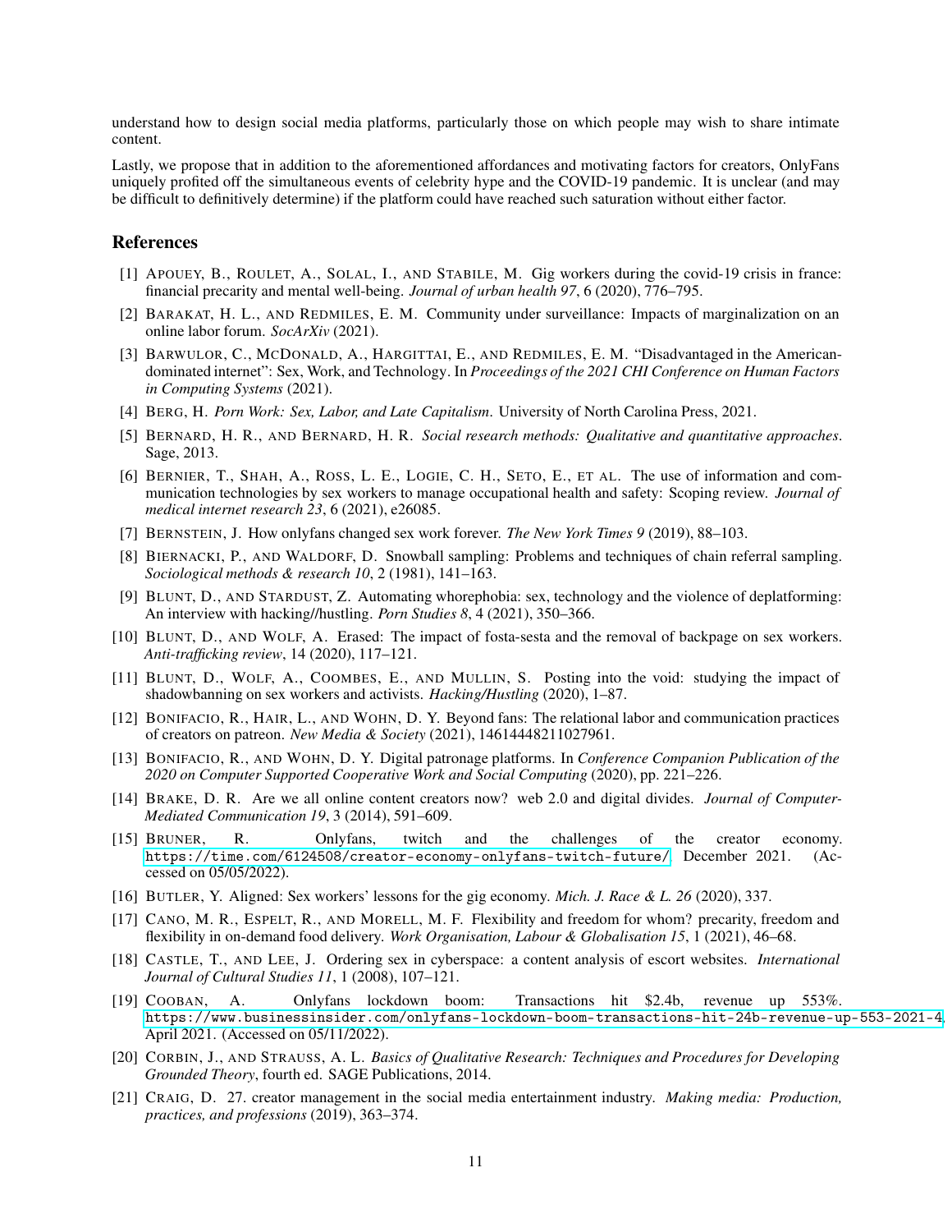understand how to design social media platforms, particularly those on which people may wish to share intimate content.

Lastly, we propose that in addition to the aforementioned affordances and motivating factors for creators, OnlyFans uniquely profited off the simultaneous events of celebrity hype and the COVID-19 pandemic. It is unclear (and may be difficult to definitively determine) if the platform could have reached such saturation without either factor.

## References

[1] APOUEY, B., ROULET, A., SOLAL, I., AND STABILE, M. Gig workers during the covid-19 crisis in france: financial precarity and mental well-being. *Journal of urban health 97*, 6 (2020), 776–795.

[2] BARAKAT, H. L., AND REDMILES, E. M. Community under surveillance: Impacts of marginalization on an online labor forum. *SocArXiv* (2021).

[3] BARWULOR, C., MCDONALD, A., HARGITTAI, E., AND REDMILES, E. M. "Disadvantaged in the American-dominated internet": Sex, Work, and Technology. In *Proceedings of the 2021 CHI Conference on Human Factors in Computing Systems* (2021).

[4] BERG, H. *Porn Work: Sex, Labor, and Late Capitalism*. University of North Carolina Press, 2021.

[5] BERNARD, H. R., AND BERNARD, H. R. *Social research methods: Qualitative and quantitative approaches*. Sage, 2013.

[6] BERNIER, T., SHAH, A., ROSS, L. E., LOGIE, C. H., SETO, E., ET AL. The use of information and communication technologies by sex workers to manage occupational health and safety: Scoping review. *Journal of medical internet research 23*, 6 (2021), e26085.

[7] BERNSTEIN, J. How onlyfans changed sex work forever. *The New York Times 9* (2019), 88–103.

[8] BIERNACKI, P., AND WALDORF, D. Snowball sampling: Problems and techniques of chain referral sampling. *Sociological methods & research 10*, 2 (1981), 141–163.

[9] BLUNT, D., AND STARDUST, Z. Automating whorephobia: sex, technology and the violence of deplatforming: An interview with hacking//hustling. *Porn Studies 8*, 4 (2021), 350–366.

[10] BLUNT, D., AND WOLF, A. Erased: The impact of fosta-sesta and the removal of backpage on sex workers. *Anti-trafficking review*, 14 (2020), 117–121.

[11] BLUNT, D., WOLF, A., COOMBES, E., AND MULLIN, S. Posting into the void: studying the impact of shadowbanning on sex workers and activists. *Hacking/Hustling* (2020), 1–87.

[12] BONIFACIO, R., HAIR, L., AND WOHN, D. Y. Beyond fans: The relational labor and communication practices of creators on patreon. *New Media & Society* (2021), 14614448211027961.

[13] BONIFACIO, R., AND WOHN, D. Y. Digital patronage platforms. In *Conference Companion Publication of the 2020 on Computer Supported Cooperative Work and Social Computing* (2020), pp. 221–226.

[14] BRAKE, D. R. Are we all online content creators now? web 2.0 and digital divides. *Journal of Computer-Mediated Communication 19*, 3 (2014), 591–609.

[15] BRUNER, R. Onlyfans, twitch and the challenges of the creator economy. https://time.com/6124508/creator-economy-onlyfans-twitch-future/, December 2021. (Accessed on 05/05/2022).

[16] BUTLER, Y. Aligned: Sex workers' lessons for the gig economy. *Mich. J. Race & L. 26* (2020), 337.

[17] CANO, M. R., ESPELT, R., AND MORELL, M. F. Flexibility and freedom for whom? precarity, freedom and flexibility in on-demand food delivery. *Work Organisation, Labour & Globalisation 15*, 1 (2021), 46–68.

[18] CASTLE, T., AND LEE, J. Ordering sex in cyberspace: a content analysis of escort websites. *International Journal of Cultural Studies 11*, 1 (2008), 107–121.

[19] COOBAN, A. Onlyfans lockdown boom: Transactions hit $2.4b, revenue up 553%. https://www.businessinsider.com/onlyfans-lockdown-boom-transactions-hit-24b-revenue-up-553-2021-4, April 2021. (Accessed on 05/11/2022).

[20] CORBIN, J., AND STRAUSS, A. L. *Basics of Qualitative Research: Techniques and Procedures for Developing Grounded Theory*, fourth ed. SAGE Publications, 2014.

[21] CRAIG, D. 27. creator management in the social media entertainment industry. *Making media: Production, practices, and professions* (2019), 363–374.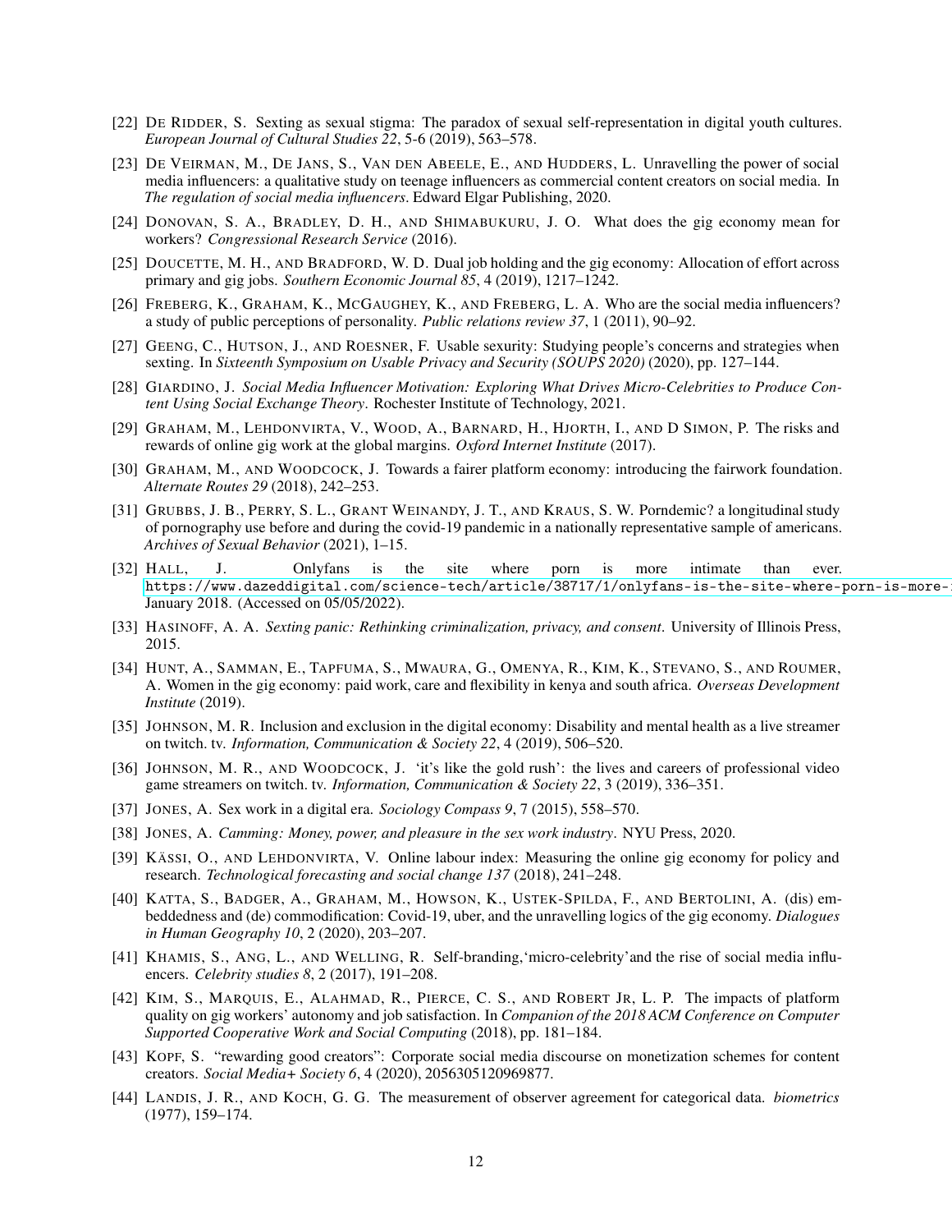[22] De Ridder, S. Sexting as sexual stigma: The paradox of sexual self-representation in digital youth cultures. *European Journal of Cultural Studies 22*, 5-6 (2019), 563–578.

[23] De Veirman, M., De Jans, S., Van den Abeele, E., and Hudders, L. Unravelling the power of social media influencers: a qualitative study on teenage influencers as commercial content creators on social media. In *The regulation of social media influencers*. Edward Elgar Publishing, 2020.

[24] Donovan, S. A., Bradley, D. H., and Shimabukuru, J. O. What does the gig economy mean for workers? *Congressional Research Service* (2016).

[25] Doucette, M. H., and Bradford, W. D. Dual job holding and the gig economy: Allocation of effort across primary and gig jobs. *Southern Economic Journal 85*, 4 (2019), 1217–1242.

[26] Freberg, K., Graham, K., McGaughey, K., and Freberg, L. A. Who are the social media influencers? a study of public perceptions of personality. *Public relations review 37*, 1 (2011), 90–92.

[27] Geeng, C., Hutson, J., and Roesner, F. Usable sexurity: Studying people's concerns and strategies when sexting. In *Sixteenth Symposium on Usable Privacy and Security (SOUPS 2020)* (2020), pp. 127–144.

[28] Giardino, J. *Social Media Influencer Motivation: Exploring What Drives Micro-Celebrities to Produce Content Using Social Exchange Theory*. Rochester Institute of Technology, 2021.

[29] Graham, M., Lehdonvirta, V., Wood, A., Barnard, H., Hjorth, I., and D Simon, P. The risks and rewards of online gig work at the global margins. *Oxford Internet Institute* (2017).

[30] Graham, M., and Woodcock, J. Towards a fairer platform economy: introducing the fairwork foundation. *Alternate Routes 29* (2018), 242–253.

[31] Grubbs, J. B., Perry, S. L., Grant Weinandy, J. T., and Kraus, S. W. Porndemic? a longitudinal study of pornography use before and during the covid-19 pandemic in a nationally representative sample of americans. *Archives of Sexual Behavior* (2021), 1–15.

[32] Hall, J. Onlyfans is the site where porn is more intimate than ever. https://www.dazeddigital.com/science-tech/article/38717/1/onlyfans-is-the-site-where-porn-is-more-i January 2018. (Accessed on 05/05/2022).

[33] Hasinoff, A. A. *Sexting panic: Rethinking criminalization, privacy, and consent*. University of Illinois Press, 2015.

[34] Hunt, A., Samman, E., Tapfuma, S., Mwaura, G., Omenya, R., Kim, K., Stevano, S., and Roumer, A. Women in the gig economy: paid work, care and flexibility in kenya and south africa. *Overseas Development Institute* (2019).

[35] Johnson, M. R. Inclusion and exclusion in the digital economy: Disability and mental health as a live streamer on twitch. tv. *Information, Communication & Society 22*, 4 (2019), 506–520.

[36] Johnson, M. R., and Woodcock, J. 'it's like the gold rush': the lives and careers of professional video game streamers on twitch. tv. *Information, Communication & Society 22*, 3 (2019), 336–351.

[37] Jones, A. Sex work in a digital era. *Sociology Compass 9*, 7 (2015), 558–570.

[38] Jones, A. *Camming: Money, power, and pleasure in the sex work industry*. NYU Press, 2020.

[39] Kässi, O., and Lehdonvirta, V. Online labour index: Measuring the online gig economy for policy and research. *Technological forecasting and social change 137* (2018), 241–248.

[40] Katta, S., Badger, A., Graham, M., Howson, K., Ustek-Spilda, F., and Bertolini, A. (dis) embeddedness and (de) commodification: Covid-19, uber, and the unravelling logics of the gig economy. *Dialogues in Human Geography 10*, 2 (2020), 203–207.

[41] Khamis, S., Ang, L., and Welling, R. Self-branding,'micro-celebrity'and the rise of social media influencers. *Celebrity studies 8*, 2 (2017), 191–208.

[42] Kim, S., Marquis, E., Alahmad, R., Pierce, C. S., and Robert Jr, L. P. The impacts of platform quality on gig workers' autonomy and job satisfaction. In *Companion of the 2018 ACM Conference on Computer Supported Cooperative Work and Social Computing* (2018), pp. 181–184.

[43] Kopf, S. "rewarding good creators": Corporate social media discourse on monetization schemes for content creators. *Social Media+ Society 6*, 4 (2020), 2056305120969877.

[44] Landis, J. R., and Koch, G. G. The measurement of observer agreement for categorical data. *biometrics* (1977), 159–174.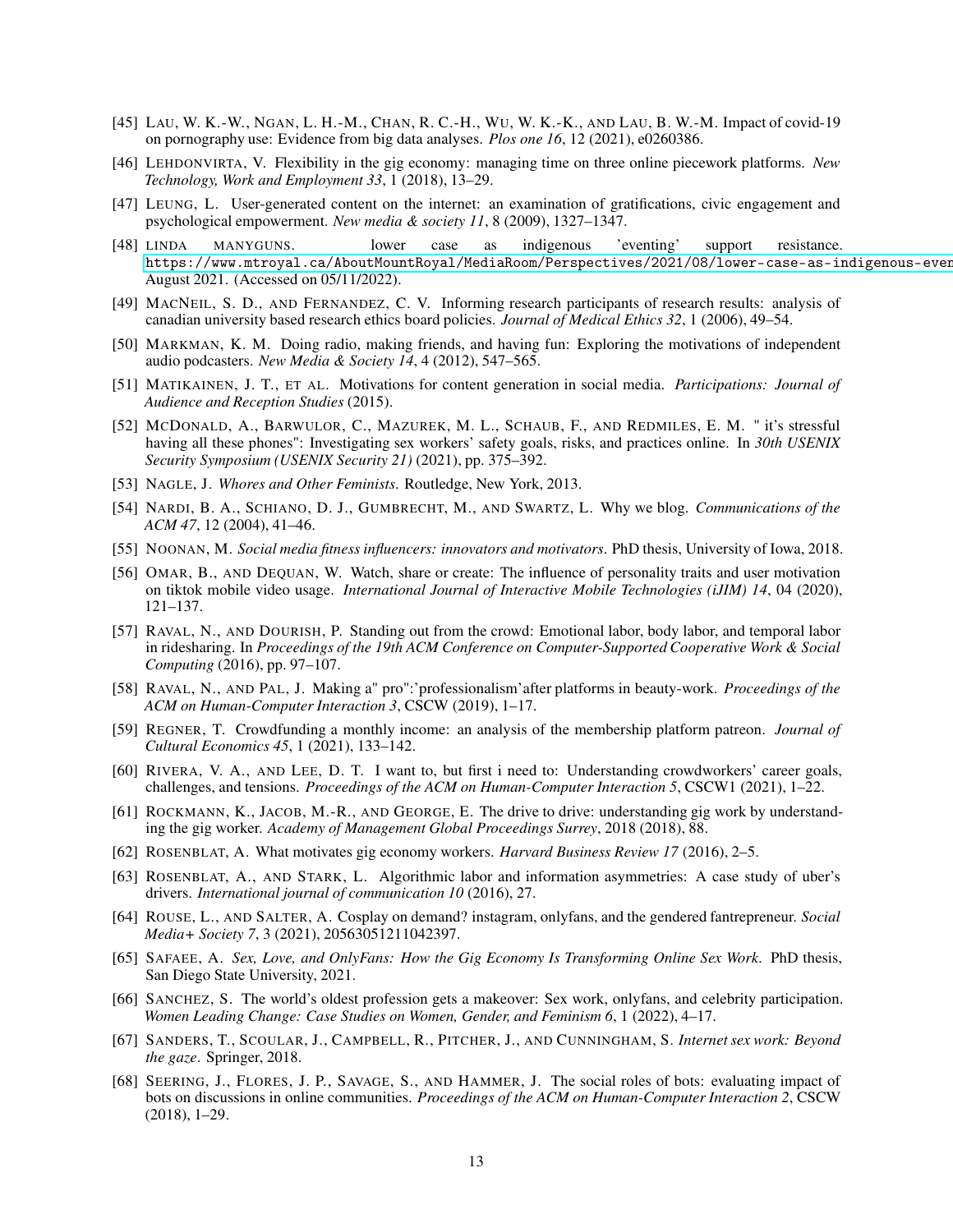[45] Lau, W. K.-W., Ngan, L. H.-M., Chan, R. C.-H., Wu, W. K.-K., and Lau, B. W.-M. Impact of covid-19 on pornography use: Evidence from big data analyses. *Plos one 16*, 12 (2021), e0260386.

[46] Lehdonvirta, V. Flexibility in the gig economy: managing time on three online piecework platforms. *New Technology, Work and Employment 33*, 1 (2018), 13–29.

[47] Leung, L. User-generated content on the internet: an examination of gratifications, civic engagement and psychological empowerment. *New media & society 11*, 8 (2009), 1327–1347.

[48] linda manyguns. lower case as indigenous 'eventing' support resistance. https://www.mtroyal.ca/AboutMountRoyal/MediaRoom/Perspectives/2021/08/lower-case-as-indigenous-even August 2021. (Accessed on 05/11/2022).

[49] MacNeil, S. D., and Fernandez, C. V. Informing research participants of research results: analysis of canadian university based research ethics board policies. *Journal of Medical Ethics 32*, 1 (2006), 49–54.

[50] Markman, K. M. Doing radio, making friends, and having fun: Exploring the motivations of independent audio podcasters. *New Media & Society 14*, 4 (2012), 547–565.

[51] Matikainen, J. T., et al. Motivations for content generation in social media. *Participations: Journal of Audience and Reception Studies* (2015).

[52] McDonald, A., Barwulor, C., Mazurek, M. L., Schaub, F., and Redmiles, E. M. " it's stressful having all these phones": Investigating sex workers' safety goals, risks, and practices online. In *30th USENIX Security Symposium (USENIX Security 21)* (2021), pp. 375–392.

[53] Nagle, J. *Whores and Other Feminists*. Routledge, New York, 2013.

[54] Nardi, B. A., Schiano, D. J., Gumbrecht, M., and Swartz, L. Why we blog. *Communications of the ACM 47*, 12 (2004), 41–46.

[55] Noonan, M. *Social media fitness influencers: innovators and motivators*. PhD thesis, University of Iowa, 2018.

[56] Omar, B., and Dequan, W. Watch, share or create: The influence of personality traits and user motivation on tiktok mobile video usage. *International Journal of Interactive Mobile Technologies (iJIM) 14*, 04 (2020), 121–137.

[57] Raval, N., and Dourish, P. Standing out from the crowd: Emotional labor, body labor, and temporal labor in ridesharing. In *Proceedings of the 19th ACM Conference on Computer-Supported Cooperative Work & Social Computing* (2016), pp. 97–107.

[58] Raval, N., and Pal, J. Making a" pro":'professionalism'after platforms in beauty-work. *Proceedings of the ACM on Human-Computer Interaction 3*, CSCW (2019), 1–17.

[59] Regner, T. Crowdfunding a monthly income: an analysis of the membership platform patreon. *Journal of Cultural Economics 45*, 1 (2021), 133–142.

[60] Rivera, V. A., and Lee, D. T. I want to, but first i need to: Understanding crowdworkers' career goals, challenges, and tensions. *Proceedings of the ACM on Human-Computer Interaction 5*, CSCW1 (2021), 1–22.

[61] Rockmann, K., Jacob, M.-R., and George, E. The drive to drive: understanding gig work by understanding the gig worker. *Academy of Management Global Proceedings Surrey*, 2018 (2018), 88.

[62] Rosenblat, A. What motivates gig economy workers. *Harvard Business Review 17* (2016), 2–5.

[63] Rosenblat, A., and Stark, L. Algorithmic labor and information asymmetries: A case study of uber's drivers. *International journal of communication 10* (2016), 27.

[64] Rouse, L., and Salter, A. Cosplay on demand? instagram, onlyfans, and the gendered fantrepreneur. *Social Media+ Society 7*, 3 (2021), 20563051211042397.

[65] Safaee, A. *Sex, Love, and OnlyFans: How the Gig Economy Is Transforming Online Sex Work*. PhD thesis, San Diego State University, 2021.

[66] Sanchez, S. The world's oldest profession gets a makeover: Sex work, onlyfans, and celebrity participation. *Women Leading Change: Case Studies on Women, Gender, and Feminism 6*, 1 (2022), 4–17.

[67] Sanders, T., Scoular, J., Campbell, R., Pitcher, J., and Cunningham, S. *Internet sex work: Beyond the gaze*. Springer, 2018.

[68] Seering, J., Flores, J. P., Savage, S., and Hammer, J. The social roles of bots: evaluating impact of bots on discussions in online communities. *Proceedings of the ACM on Human-Computer Interaction 2*, CSCW (2018), 1–29.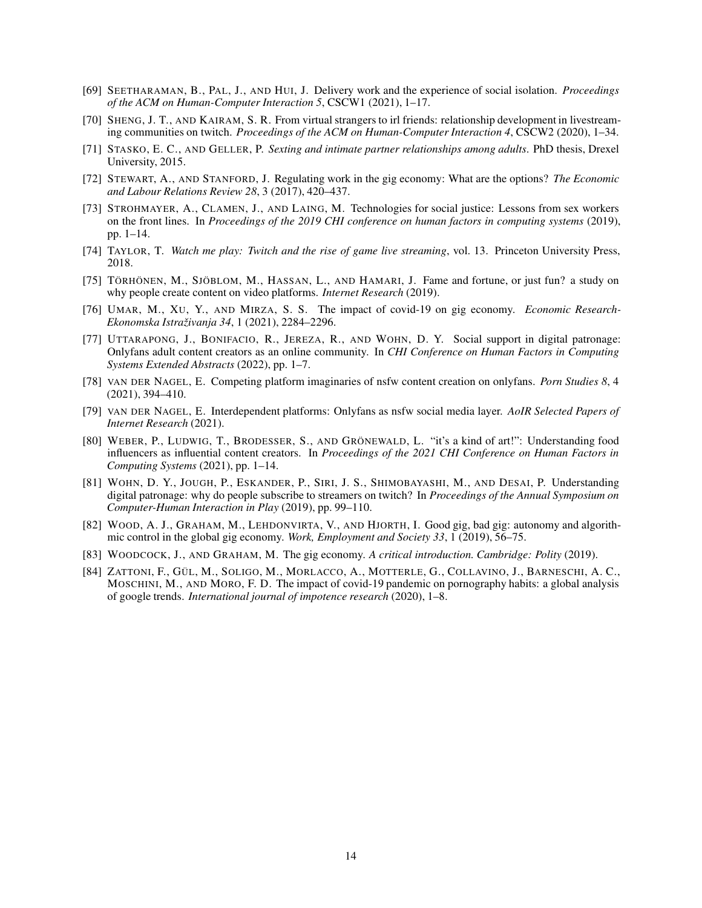[69] Seetharaman, B., Pal, J., and Hui, J. Delivery work and the experience of social isolation. *Proceedings of the ACM on Human-Computer Interaction 5*, CSCW1 (2021), 1–17.

[70] Sheng, J. T., and Kairam, S. R. From virtual strangers to irl friends: relationship development in livestreaming communities on twitch. *Proceedings of the ACM on Human-Computer Interaction 4*, CSCW2 (2020), 1–34.

[71] Stasko, E. C., and Geller, P. *Sexting and intimate partner relationships among adults*. PhD thesis, Drexel University, 2015.

[72] Stewart, A., and Stanford, J. Regulating work in the gig economy: What are the options? *The Economic and Labour Relations Review 28*, 3 (2017), 420–437.

[73] Strohmayer, A., Clamen, J., and Laing, M. Technologies for social justice: Lessons from sex workers on the front lines. In *Proceedings of the 2019 CHI conference on human factors in computing systems* (2019), pp. 1–14.

[74] Taylor, T. *Watch me play: Twitch and the rise of game live streaming*, vol. 13. Princeton University Press, 2018.

[75] Törhönen, M., Sjöblom, M., Hassan, L., and Hamari, J. Fame and fortune, or just fun? a study on why people create content on video platforms. *Internet Research* (2019).

[76] Umar, M., Xu, Y., and Mirza, S. S. The impact of covid-19 on gig economy. *Economic Research-Ekonomska Istraživanja 34*, 1 (2021), 2284–2296.

[77] Uttarapong, J., Bonifacio, R., Jereza, R., and Wohn, D. Y. Social support in digital patronage: Onlyfans adult content creators as an online community. In *CHI Conference on Human Factors in Computing Systems Extended Abstracts* (2022), pp. 1–7.

[78] van der Nagel, E. Competing platform imaginaries of nsfw content creation on onlyfans. *Porn Studies 8*, 4 (2021), 394–410.

[79] van der Nagel, E. Interdependent platforms: Onlyfans as nsfw social media layer. *AoIR Selected Papers of Internet Research* (2021).

[80] Weber, P., Ludwig, T., Brodesser, S., and Grönewald, L. "it's a kind of art!": Understanding food influencers as influential content creators. In *Proceedings of the 2021 CHI Conference on Human Factors in Computing Systems* (2021), pp. 1–14.

[81] Wohn, D. Y., Jough, P., Eskander, P., Siri, J. S., Shimobayashi, M., and Desai, P. Understanding digital patronage: why do people subscribe to streamers on twitch? In *Proceedings of the Annual Symposium on Computer-Human Interaction in Play* (2019), pp. 99–110.

[82] Wood, A. J., Graham, M., Lehdonvirta, V., and Hjorth, I. Good gig, bad gig: autonomy and algorithmic control in the global gig economy. *Work, Employment and Society 33*, 1 (2019), 56–75.

[83] Woodcock, J., and Graham, M. The gig economy. *A critical introduction. Cambridge: Polity* (2019).

[84] Zattoni, F., Gül, M., Soligo, M., Morlacco, A., Motterle, G., Collavino, J., Barneschi, A. C., Moschini, M., and Moro, F. D. The impact of covid-19 pandemic on pornography habits: a global analysis of google trends. *International journal of impotence research* (2020), 1–8.